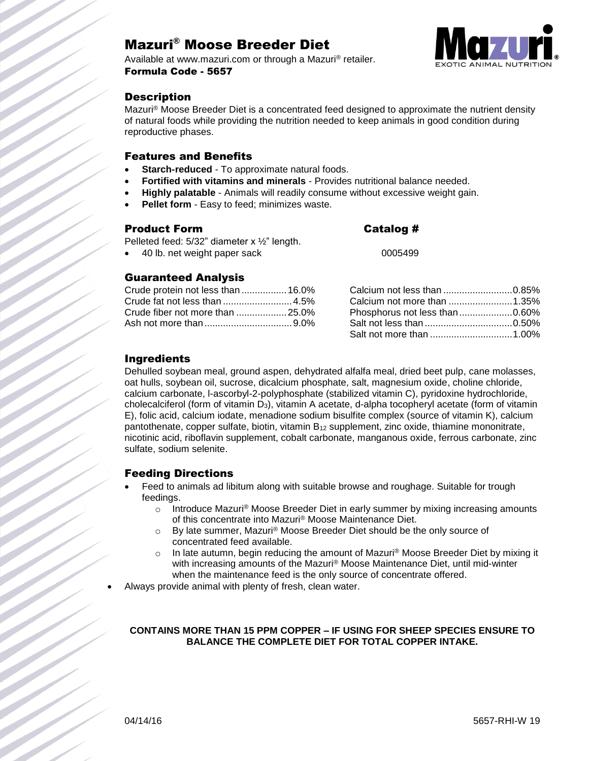# Mazuri® Moose Breeder Diet

Available at www.mazuri.com or through a Mazuri® retailer.
**Formula Code - 5657**

## Description

Mazuri® Moose Breeder Diet is a concentrated feed designed to approximate the nutrient density of natural foods while providing the nutrition needed to keep animals in good condition during reproductive phases.

## Features and Benefits

- **Starch-reduced** - To approximate natural foods.
- **Fortified with vitamins and minerals** - Provides nutritional balance needed.
- **Highly palatable** - Animals will readily consume without excessive weight gain.
- **Pellet form** - Easy to feed; minimizes waste.

## Product Form

Pelleted feed: 5/32" diameter x ½" length.

| Product Form | Catalog # |
|---|---|
| 40 lb. net weight paper sack | 0005499 |

## Guaranteed Analysis

| | |
|---|---|
| Crude protein not less than | 16.0% |
| Crude fat not less than | 4.5% |
| Crude fiber not more than | 25.0% |
| Ash not more than | 9.0% |
| Calcium not less than | 0.85% |
| Calcium not more than | 1.35% |
| Phosphorus not less than | 0.60% |
| Salt not less than | 0.50% |
| Salt not more than | 1.00% |

## Ingredients

Dehulled soybean meal, ground aspen, dehydrated alfalfa meal, dried beet pulp, cane molasses, oat hulls, soybean oil, sucrose, dicalcium phosphate, salt, magnesium oxide, choline chloride, calcium carbonate, l-ascorbyl-2-polyphosphate (stabilized vitamin C), pyridoxine hydrochloride, cholecalciferol (form of vitamin $D_3$), vitamin A acetate, d-alpha tocopheryl acetate (form of vitamin E), folic acid, calcium iodate, menadione sodium bisulfite complex (source of vitamin K), calcium pantothenate, copper sulfate, biotin, vitamin $B_{12}$ supplement, zinc oxide, thiamine mononitrate, nicotinic acid, riboflavin supplement, cobalt carbonate, manganous oxide, ferrous carbonate, zinc sulfate, sodium selenite.

## Feeding Directions

- Feed to animals ad libitum along with suitable browse and roughage. Suitable for trough feedings.
  - Introduce Mazuri® Moose Breeder Diet in early summer by mixing increasing amounts of this concentrate into Mazuri® Moose Maintenance Diet.
  - By late summer, Mazuri® Moose Breeder Diet should be the only source of concentrated feed available.
  - In late autumn, begin reducing the amount of Mazuri® Moose Breeder Diet by mixing it with increasing amounts of the Mazuri® Moose Maintenance Diet, until mid-winter when the maintenance feed is the only source of concentrate offered.
- Always provide animal with plenty of fresh, clean water.

**CONTAINS MORE THAN 15 PPM COPPER – IF USING FOR SHEEP SPECIES ENSURE TO BALANCE THE COMPLETE DIET FOR TOTAL COPPER INTAKE.**

04/14/16 5657-RHI-W 19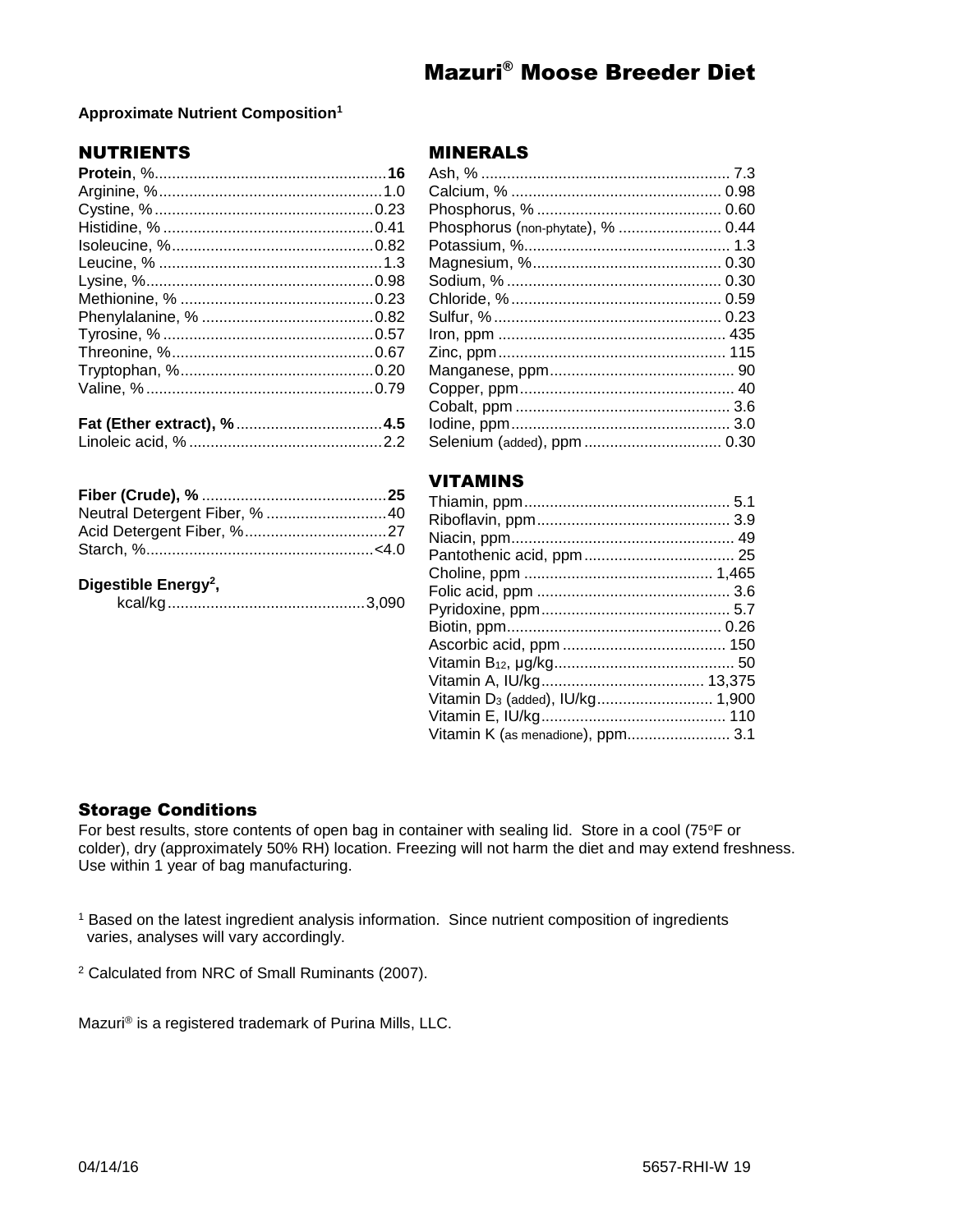// Mazuri® Moose Breeder Diet

**Approximate Nutrient Composition[1]**

## NUTRIENTS

| | |
|---|---|
| **Protein**, % | **16** |
| Arginine, % | 1.0 |
| Cystine, % | 0.23 |
| Histidine, % | 0.41 |
| Isoleucine, % | 0.82 |
| Leucine, % | 1.3 |
| Lysine, % | 0.98 |
| Methionine, % | 0.23 |
| Phenylalanine, % | 0.82 |
| Tyrosine, % | 0.57 |
| Threonine, % | 0.67 |
| Tryptophan, % | 0.20 |
| Valine, % | 0.79 |
| **Fat (Ether extract), %** | **4.5** |
| Linoleic acid, % | 2.2 |
| **Fiber (Crude), %** | **25** |
| Neutral Detergent Fiber, % | 40 |
| Acid Detergent Fiber, % | 27 |
| Starch, % | <4.0 |
| **Digestible Energy[2]**, kcal/kg | 3,090 |

## MINERALS

| | |
|---|---|
| Ash, % | 7.3 |
| Calcium, % | 0.98 |
| Phosphorus, % | 0.60 |
| Phosphorus (non-phytate), % | 0.44 |
| Potassium, % | 1.3 |
| Magnesium, % | 0.30 |
| Sodium, % | 0.30 |
| Chloride, % | 0.59 |
| Sulfur, % | 0.23 |
| Iron, ppm | 435 |
| Zinc, ppm | 115 |
| Manganese, ppm | 90 |
| Copper, ppm | 40 |
| Cobalt, ppm | 3.6 |
| Iodine, ppm | 3.0 |
| Selenium (added), ppm | 0.30 |

## VITAMINS

| | |
|---|---|
| Thiamin, ppm | 5.1 |
| Riboflavin, ppm | 3.9 |
| Niacin, ppm | 49 |
| Pantothenic acid, ppm | 25 |
| Choline, ppm | 1,465 |
| Folic acid, ppm | 3.6 |
| Pyridoxine, ppm | 5.7 |
| Biotin, ppm | 0.26 |
| Ascorbic acid, ppm | 150 |
| Vitamin $B_{12}$, μg/kg | 50 |
| Vitamin A, IU/kg | 13,375 |
| Vitamin $D_3$ (added), IU/kg | 1,900 |
| Vitamin E, IU/kg | 110 |
| Vitamin K (as menadione), ppm | 3.1 |

## Storage Conditions

For best results, store contents of open bag in container with sealing lid. Store in a cool (75°F or colder), dry (approximately 50% RH) location. Freezing will not harm the diet and may extend freshness. Use within 1 year of bag manufacturing.

[1] Based on the latest ingredient analysis information. Since nutrient composition of ingredients varies, analyses will vary accordingly.

[2] Calculated from NRC of Small Ruminants (2007).

Mazuri® is a registered trademark of Purina Mills, LLC.

04/14/16 5657-RHI-W 19